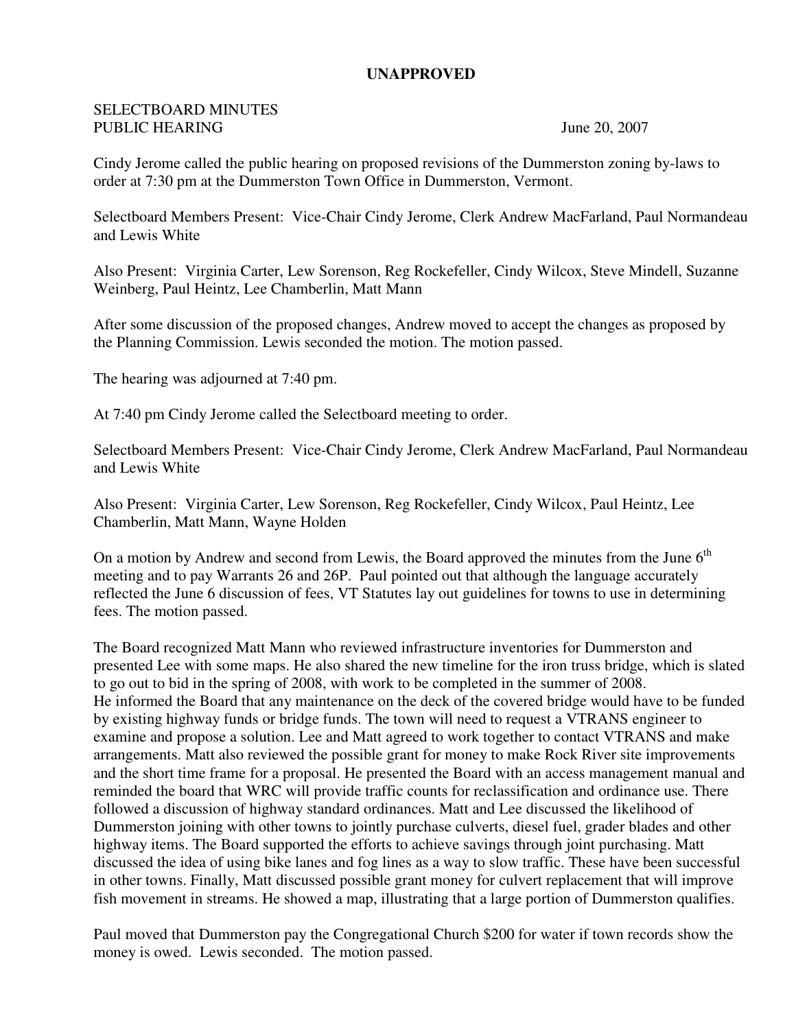**UNAPPROVED**

SELECTBOARD MINUTES
PUBLIC HEARING June 20, 2007

Cindy Jerome called the public hearing on proposed revisions of the Dummerston zoning by-laws to order at 7:30 pm at the Dummerston Town Office in Dummerston, Vermont.

Selectboard Members Present: Vice-Chair Cindy Jerome, Clerk Andrew MacFarland, Paul Normandeau and Lewis White

Also Present: Virginia Carter, Lew Sorenson, Reg Rockefeller, Cindy Wilcox, Steve Mindell, Suzanne Weinberg, Paul Heintz, Lee Chamberlin, Matt Mann

After some discussion of the proposed changes, Andrew moved to accept the changes as proposed by the Planning Commission. Lewis seconded the motion. The motion passed.

The hearing was adjourned at 7:40 pm.

At 7:40 pm Cindy Jerome called the Selectboard meeting to order.

Selectboard Members Present: Vice-Chair Cindy Jerome, Clerk Andrew MacFarland, Paul Normandeau and Lewis White

Also Present: Virginia Carter, Lew Sorenson, Reg Rockefeller, Cindy Wilcox, Paul Heintz, Lee Chamberlin, Matt Mann, Wayne Holden

On a motion by Andrew and second from Lewis, the Board approved the minutes from the June 6th meeting and to pay Warrants 26 and 26P. Paul pointed out that although the language accurately reflected the June 6 discussion of fees, VT Statutes lay out guidelines for towns to use in determining fees. The motion passed.

The Board recognized Matt Mann who reviewed infrastructure inventories for Dummerston and presented Lee with some maps. He also shared the new timeline for the iron truss bridge, which is slated to go out to bid in the spring of 2008, with work to be completed in the summer of 2008.
He informed the Board that any maintenance on the deck of the covered bridge would have to be funded by existing highway funds or bridge funds. The town will need to request a VTRANS engineer to examine and propose a solution. Lee and Matt agreed to work together to contact VTRANS and make arrangements. Matt also reviewed the possible grant for money to make Rock River site improvements and the short time frame for a proposal. He presented the Board with an access management manual and reminded the board that WRC will provide traffic counts for reclassification and ordinance use. There followed a discussion of highway standard ordinances. Matt and Lee discussed the likelihood of Dummerston joining with other towns to jointly purchase culverts, diesel fuel, grader blades and other highway items. The Board supported the efforts to achieve savings through joint purchasing. Matt discussed the idea of using bike lanes and fog lines as a way to slow traffic. These have been successful in other towns. Finally, Matt discussed possible grant money for culvert replacement that will improve fish movement in streams. He showed a map, illustrating that a large portion of Dummerston qualifies.

Paul moved that Dummerston pay the Congregational Church $200 for water if town records show the money is owed. Lewis seconded. The motion passed.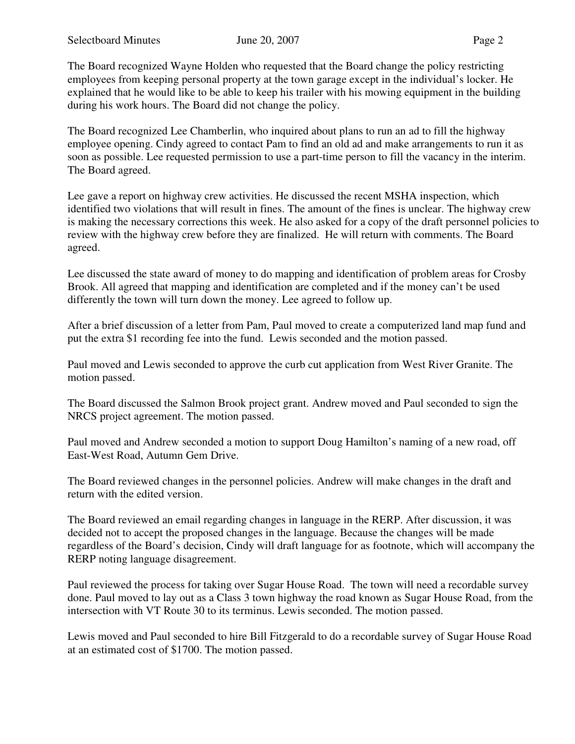The Board recognized Wayne Holden who requested that the Board change the policy restricting employees from keeping personal property at the town garage except in the individual's locker. He explained that he would like to be able to keep his trailer with his mowing equipment in the building during his work hours. The Board did not change the policy.

The Board recognized Lee Chamberlin, who inquired about plans to run an ad to fill the highway employee opening. Cindy agreed to contact Pam to find an old ad and make arrangements to run it as soon as possible. Lee requested permission to use a part-time person to fill the vacancy in the interim. The Board agreed.

Lee gave a report on highway crew activities. He discussed the recent MSHA inspection, which identified two violations that will result in fines. The amount of the fines is unclear. The highway crew is making the necessary corrections this week. He also asked for a copy of the draft personnel policies to review with the highway crew before they are finalized. He will return with comments. The Board agreed.

Lee discussed the state award of money to do mapping and identification of problem areas for Crosby Brook. All agreed that mapping and identification are completed and if the money can't be used differently the town will turn down the money. Lee agreed to follow up.

After a brief discussion of a letter from Pam, Paul moved to create a computerized land map fund and put the extra $1 recording fee into the fund. Lewis seconded and the motion passed.

Paul moved and Lewis seconded to approve the curb cut application from West River Granite. The motion passed.

The Board discussed the Salmon Brook project grant. Andrew moved and Paul seconded to sign the NRCS project agreement. The motion passed.

Paul moved and Andrew seconded a motion to support Doug Hamilton's naming of a new road, off East-West Road, Autumn Gem Drive.

The Board reviewed changes in the personnel policies. Andrew will make changes in the draft and return with the edited version.

The Board reviewed an email regarding changes in language in the RERP. After discussion, it was decided not to accept the proposed changes in the language. Because the changes will be made regardless of the Board's decision, Cindy will draft language for as footnote, which will accompany the RERP noting language disagreement.

Paul reviewed the process for taking over Sugar House Road. The town will need a recordable survey done. Paul moved to lay out as a Class 3 town highway the road known as Sugar House Road, from the intersection with VT Route 30 to its terminus. Lewis seconded. The motion passed.

Lewis moved and Paul seconded to hire Bill Fitzgerald to do a recordable survey of Sugar House Road at an estimated cost of $1700. The motion passed.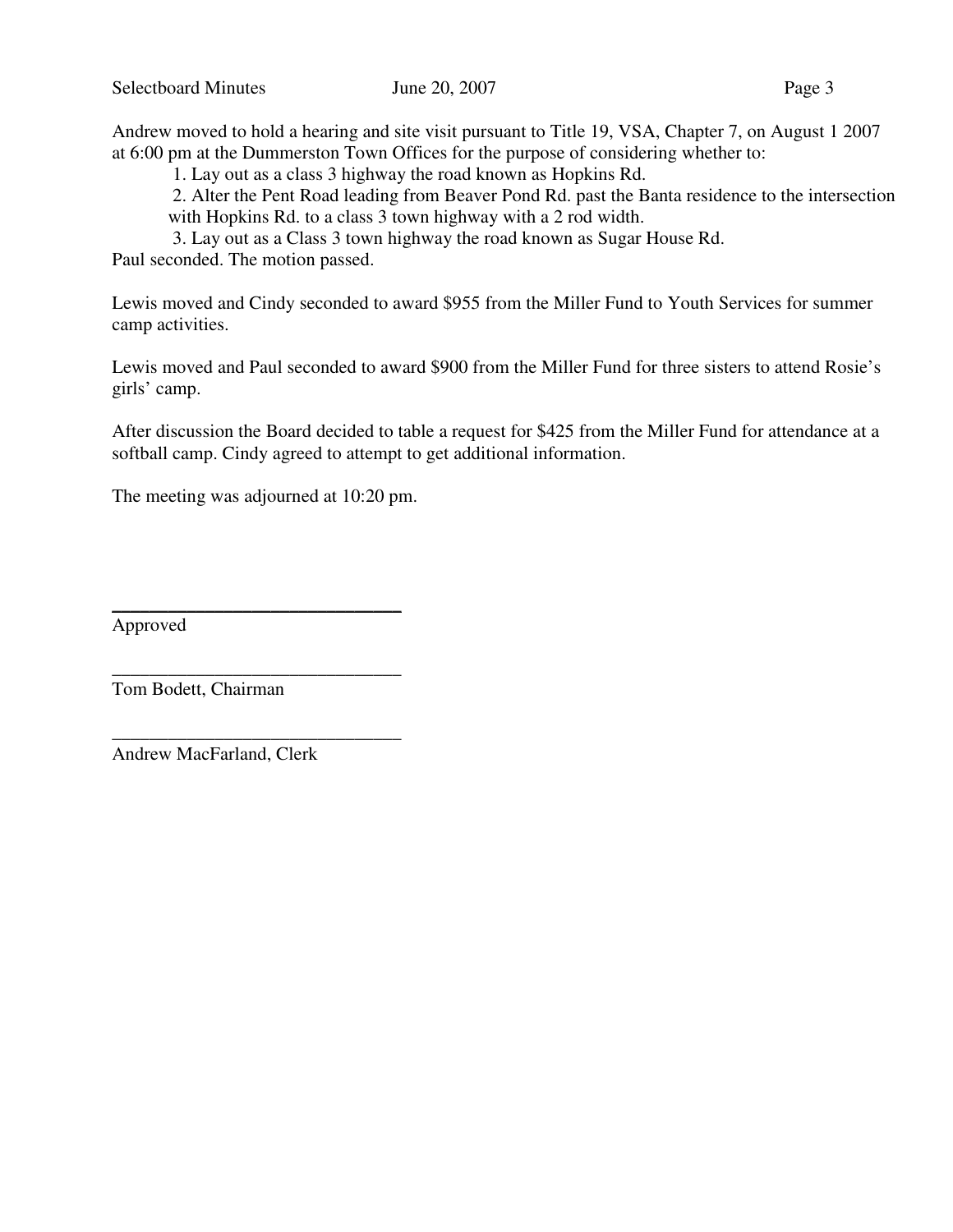Andrew moved to hold a hearing and site visit pursuant to Title 19, VSA, Chapter 7, on August 1 2007 at 6:00 pm at the Dummerston Town Offices for the purpose of considering whether to:

1. Lay out as a class 3 highway the road known as Hopkins Rd.
2. Alter the Pent Road leading from Beaver Pond Rd. past the Banta residence to the intersection with Hopkins Rd. to a class 3 town highway with a 2 rod width.
3. Lay out as a Class 3 town highway the road known as Sugar House Rd.

Paul seconded. The motion passed.

Lewis moved and Cindy seconded to award $955 from the Miller Fund to Youth Services for summer camp activities.

Lewis moved and Paul seconded to award $900 from the Miller Fund for three sisters to attend Rosie's girls' camp.

After discussion the Board decided to table a request for $425 from the Miller Fund for attendance at a softball camp. Cindy agreed to attempt to get additional information.

The meeting was adjourned at 10:20 pm.

______________________________
Approved

______________________________
Tom Bodett, Chairman

______________________________
Andrew MacFarland, Clerk